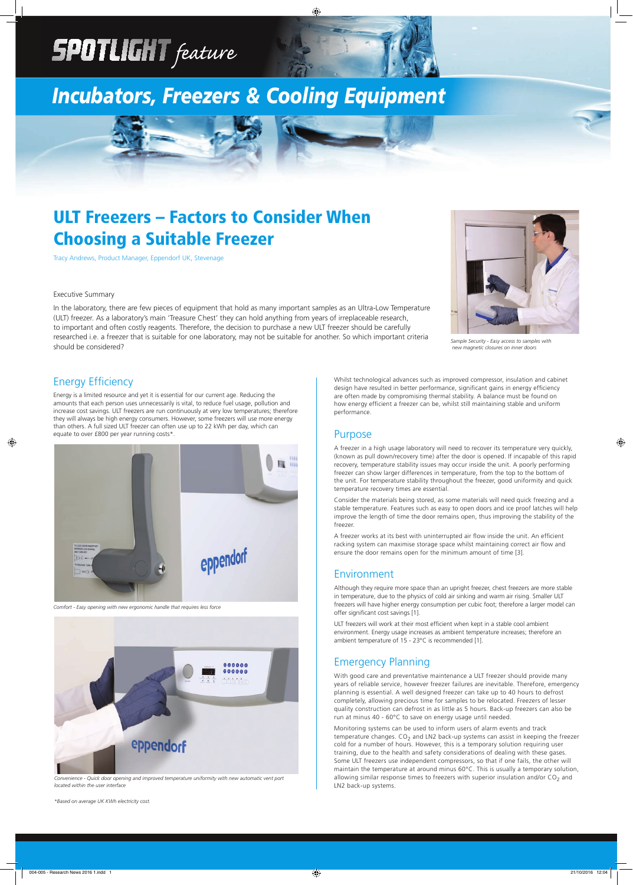# Incubators, Freezers & Cooling Equipment

## ULT Freezers – Factors to Consider When Choosing a Suitable Freezer

Tracy Andrews, Product Manager, Eppendorf UK, Stevenage

Executive Summary

In the laboratory, there are few pieces of equipment that hold as many important samples as an Ultra-Low Temperature (ULT) freezer. As a laboratory's main 'Treasure Chest' they can hold anything from years of irreplaceable research, to important and often costly reagents. Therefore, the decision to purchase a new ULT freezer should be carefully researched i.e. a freezer that is suitable for one laboratory, may not be suitable for another. So which important criteria should be considered?

*Sample Security - Easy access to samples with new magnetic closures on inner doors*

### Energy Efficiency

Energy is a limited resource and yet it is essential for our current age. Reducing the amounts that each person uses unnecessarily is vital, to reduce fuel usage, pollution and increase cost savings. ULT freezers are run continuously at very low temperatures; therefore they will always be high energy consumers. However, some freezers will use more energy than others. A full sized ULT freezer can often use up to 22 kWh per day, which can equate to over £800 per year running costs*.

*Comfort - Easy opening with new ergonomic handle that requires less force*

*Convenience - Quick door opening and improved temperature uniformity with new automatic vent port located within the user interface*

*\*Based on average UK KWh electricity cost.*

Whilst technological advances such as improved compressor, insulation and cabinet design have resulted in better performance, significant gains in energy efficiency are often made by compromising thermal stability. A balance must be found on how energy efficient a freezer can be, whilst still maintaining stable and uniform performance.

### Purpose

A freezer in a high usage laboratory will need to recover its temperature very quickly, (known as pull down/recovery time) after the door is opened. If incapable of this rapid recovery, temperature stability issues may occur inside the unit. A poorly performing freezer can show larger differences in temperature, from the top to the bottom of the unit. For temperature stability throughout the freezer, good uniformity and quick temperature recovery times are essential.

Consider the materials being stored, as some materials will need quick freezing and a stable temperature. Features such as easy to open doors and ice proof latches will help improve the length of time the door remains open, thus improving the stability of the freezer.

A freezer works at its best with uninterrupted air flow inside the unit. An efficient racking system can maximise storage space whilst maintaining correct air flow and ensure the door remains open for the minimum amount of time [3].

### Environment

Although they require more space than an upright freezer, chest freezers are more stable in temperature, due to the physics of cold air sinking and warm air rising. Smaller ULT freezers will have higher energy consumption per cubic foot; therefore a larger model can offer significant cost savings [1].

ULT freezers will work at their most efficient when kept in a stable cool ambient environment. Energy usage increases as ambient temperature increases; therefore an ambient temperature of 15 - 23°C is recommended [1].

### Emergency Planning

With good care and preventative maintenance a ULT freezer should provide many years of reliable service, however freezer failures are inevitable. Therefore, emergency planning is essential. A well designed freezer can take up to 40 hours to defrost completely, allowing precious time for samples to be relocated. Freezers of lesser quality construction can defrost in as little as 5 hours. Back-up freezers can also be run at minus 40 - 60°C to save on energy usage until needed.

Monitoring systems can be used to inform users of alarm events and track temperature changes. $CO_2$ and LN2 back-up systems can assist in keeping the freezer cold for a number of hours. However, this is a temporary solution requiring user training, due to the health and safety considerations of dealing with these gases. Some ULT freezers use independent compressors, so that if one fails, the other will maintain the temperature at around minus 60°C. This is usually a temporary solution, allowing similar response times to freezers with superior insulation and/or $CO_2$ and LN2 back-up systems.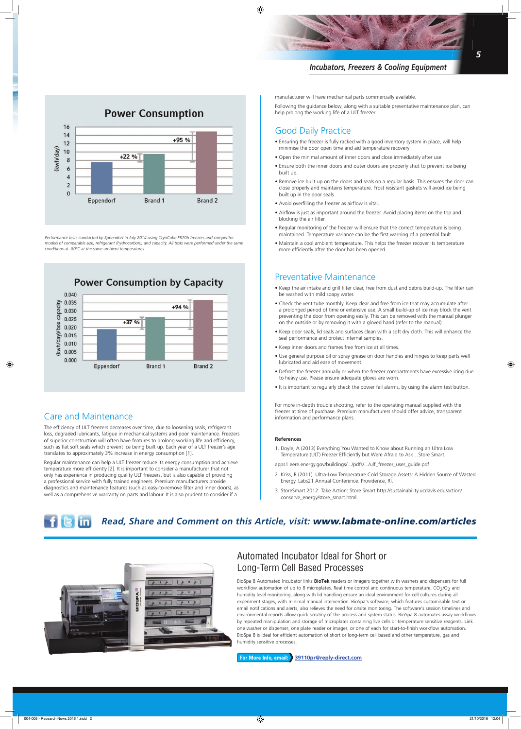## Power Consumption

(kwh/day)

16
14
12
10
8
6
4
2
0

+22 %
+95 %

Eppendorf
Brand 1
Brand 2

*Performance tests conducted by Eppendorf in July 2014 using CryoCube F570h freezers and competitor models of comparable size, refrigerant (hydrocarbon), and capacity. All tests were performed under the same conditions at -80°C at the same ambient temperatures.*

## Power Consumption by Capacity

(kwh/day)/box capacity

0.040
0.035
0.030
0.025
0.020
0.015
0.010
0.005
0.000

+37 %
+94 %

Eppendorf
Brand 1
Brand 2

## Care and Maintenance

The efficiency of ULT freezers decreases over time, due to loosening seals, refrigerant loss, degraded lubricants, fatigue in mechanical systems and poor maintenance. Freezers of superior construction will often have features to prolong working life and efficiency, such as flat soft seals which prevent ice being built up. Each year of a ULT freezer's age translates to approximately 3% increase in energy consumption [1].

Regular maintenance can help a ULT freezer reduce its energy consumption and achieve temperature more efficiently [2]. It is important to consider a manufacturer that not only has experience in producing quality ULT freezers, but is also capable of providing a professional service with fully trained engineers. Premium manufacturers provide diagnostics and maintenance features (such as easy-to-remove filter and inner doors), as well as a comprehensive warranty on parts and labour. It is also prudent to consider if a manufacturer will have mechanical parts commercially available.

Following the guidance below, along with a suitable preventative maintenance plan, can help prolong the working life of a ULT freezer.

## Good Daily Practice

- Ensuring the freezer is fully racked with a good inventory system in place, will help minimise the door open time and aid temperature recovery
- Open the minimal amount of inner doors and close immediately after use
- Ensure both the inner doors and outer doors are properly shut to prevent ice being built up.
- Remove ice built up on the doors and seals on a regular basis. This ensures the door can close properly and maintains temperature. Frost resistant gaskets will avoid ice being built up in the door seals.
- Avoid overfilling the freezer as airflow is vital.
- Airflow is just as important around the freezer. Avoid placing items on the top and blocking the air filter.
- Regular monitoring of the freezer will ensure that the correct temperature is being maintained. Temperature variance can be the first warning of a potential fault.
- Maintain a cool ambient temperature. This helps the freezer recover its temperature more efficiently after the door has been opened.

## Preventative Maintenance

- Keep the air intake and grill filter clear, free from dust and debris build-up. The filter can be washed with mild soapy water.
- Check the vent tube monthly. Keep clear and free from ice that may accumulate after a prolonged period of time or extensive use. A small build-up of ice may block the vent preventing the door from opening easily. This can be removed with the manual plunger on the outside or by removing it with a gloved hand (refer to the manual).
- Keep door seals, lid seals and surfaces clean with a soft dry cloth. This will enhance the seal performance and protect internal samples.
- Keep inner doors and frames free from ice at all times.
- Use general purpose oil or spray grease on door handles and hinges to keep parts well lubricated and aid ease of movement.
- Defrost the freezer annually or when the freezer compartments have excessive icing due to heavy use. Please ensure adequate gloves are worn.
- It is important to regularly check the power fail alarms, by using the alarm test button.

For more in-depth trouble shooting, refer to the operating manual supplied with the freezer at time of purchase. Premium manufacturers should offer advice, transparent information and performance plans.

**References**

1. Doyle, A (2013) Everything You Wanted to Know about Running an Ultra Low Temperature (ULT) Freezer Efficiently but Were Afraid to Ask…Store Smart.

apps1.eere.energy.gov/buildings/…/pdfs/…/ulf_freezer_user_guide.pdf

2. Kriss, R (2011). Ultra-Low Temperature Cold Storage Assets: A Hidden Source of Wasted Energy. Labs21 Annual Conference. Providence, RI.
3. StoreSmart 2012. Take Action: Store Smart.http://sustainability.ucdavis.edu/action/conserve_energy/store_smart.html.

*Read, Share and Comment on this Article, visit: **www.labmate-online.com/articles***

## Automated Incubator Ideal for Short or Long-Term Cell Based Processes

BioSpa 8 Automated Incubator links **BioTek** readers or imagers together with washers and dispensers for full workflow automation of up to 8 microplates. Real time control and continuous temperature, $CO_2/O_2$ and humidity level monitoring, along with lid handling ensure an ideal environment for cell cultures during all experiment stages, with minimal manual intervention. BioSpa's software, which features customisable text or email notifications and alerts, also relieves the need for onsite monitoring. The software's session timelines and environmental reports allow quick scrutiny of the process and system status. BioSpa 8 automates assay workflows by repeated manipulation and storage of microplates containing live cells or temperature sensitive reagents. Link one washer or dispenser, one plate reader or imager, or one of each for start-to-finish workflow automation. BioSpa 8 is ideal for efficient automation of short or long-term cell based and other temperature, gas and humidity sensitive processes.

**For More Info, email:** 39110pr@reply-direct.com